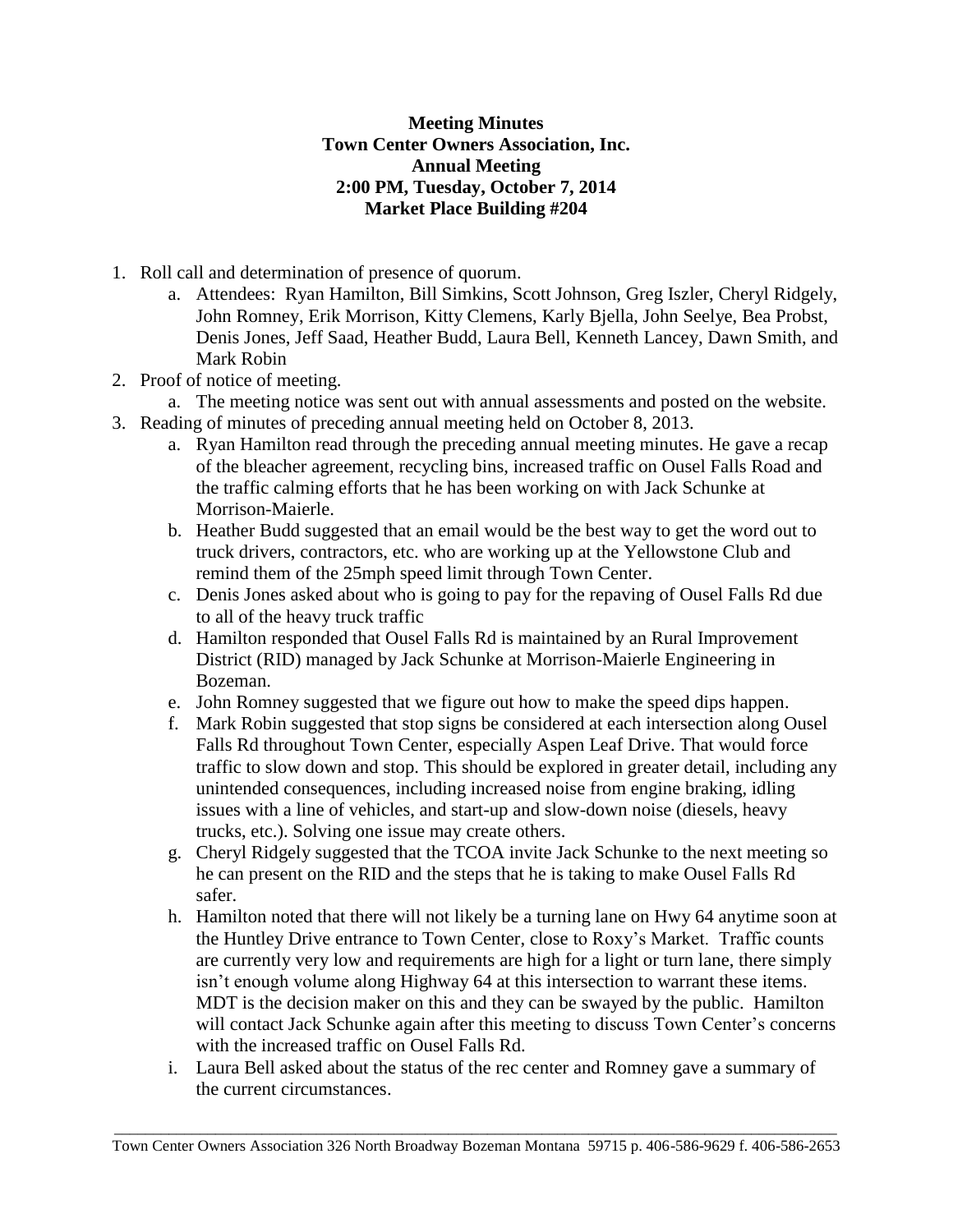**Meeting Minutes**
**Town Center Owners Association, Inc.**
**Annual Meeting**
**2:00 PM, Tuesday, October 7, 2014**
**Market Place Building #204**

1. Roll call and determination of presence of quorum.
   a. Attendees: Ryan Hamilton, Bill Simkins, Scott Johnson, Greg Iszler, Cheryl Ridgely, John Romney, Erik Morrison, Kitty Clemens, Karly Bjella, John Seelye, Bea Probst, Denis Jones, Jeff Saad, Heather Budd, Laura Bell, Kenneth Lancey, Dawn Smith, and Mark Robin
2. Proof of notice of meeting.
   a. The meeting notice was sent out with annual assessments and posted on the website.
3. Reading of minutes of preceding annual meeting held on October 8, 2013.
   a. Ryan Hamilton read through the preceding annual meeting minutes. He gave a recap of the bleacher agreement, recycling bins, increased traffic on Ousel Falls Road and the traffic calming efforts that he has been working on with Jack Schunke at Morrison-Maierle.
   b. Heather Budd suggested that an email would be the best way to get the word out to truck drivers, contractors, etc. who are working up at the Yellowstone Club and remind them of the 25mph speed limit through Town Center.
   c. Denis Jones asked about who is going to pay for the repaving of Ousel Falls Rd due to all of the heavy truck traffic
   d. Hamilton responded that Ousel Falls Rd is maintained by an Rural Improvement District (RID) managed by Jack Schunke at Morrison-Maierle Engineering in Bozeman.
   e. John Romney suggested that we figure out how to make the speed dips happen.
   f. Mark Robin suggested that stop signs be considered at each intersection along Ousel Falls Rd throughout Town Center, especially Aspen Leaf Drive. That would force traffic to slow down and stop. This should be explored in greater detail, including any unintended consequences, including increased noise from engine braking, idling issues with a line of vehicles, and start-up and slow-down noise (diesels, heavy trucks, etc.). Solving one issue may create others.
   g. Cheryl Ridgely suggested that the TCOA invite Jack Schunke to the next meeting so he can present on the RID and the steps that he is taking to make Ousel Falls Rd safer.
   h. Hamilton noted that there will not likely be a turning lane on Hwy 64 anytime soon at the Huntley Drive entrance to Town Center, close to Roxy's Market. Traffic counts are currently very low and requirements are high for a light or turn lane, there simply isn't enough volume along Highway 64 at this intersection to warrant these items. MDT is the decision maker on this and they can be swayed by the public. Hamilton will contact Jack Schunke again after this meeting to discuss Town Center's concerns with the increased traffic on Ousel Falls Rd.
   i. Laura Bell asked about the status of the rec center and Romney gave a summary of the current circumstances.

Town Center Owners Association 326 North Broadway Bozeman Montana 59715 p. 406-586-9629 f. 406-586-2653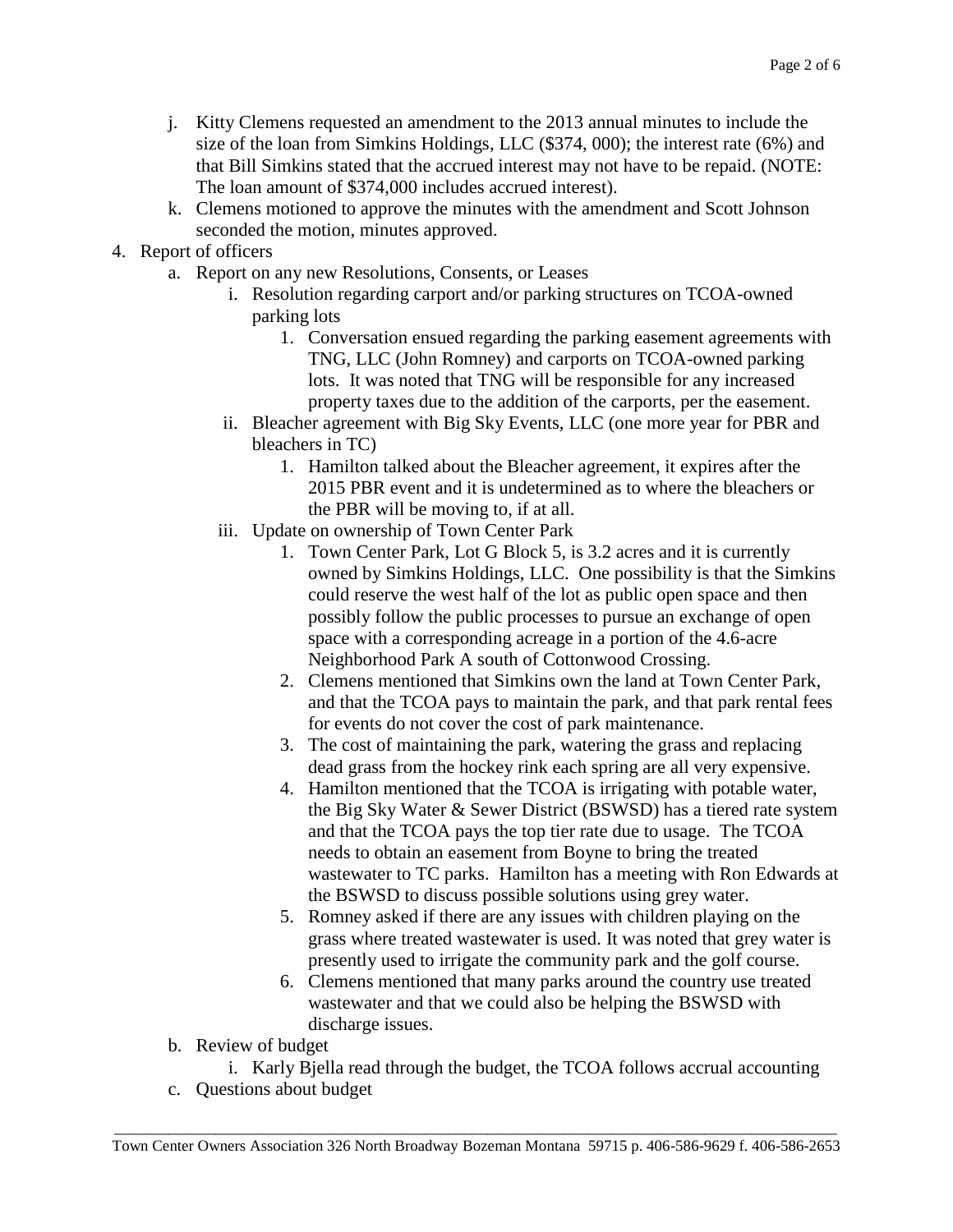j. Kitty Clemens requested an amendment to the 2013 annual minutes to include the size of the loan from Simkins Holdings, LLC ($374, 000); the interest rate (6%) and that Bill Simkins stated that the accrued interest may not have to be repaid. (NOTE: The loan amount of $374,000 includes accrued interest).

k. Clemens motioned to approve the minutes with the amendment and Scott Johnson seconded the motion, minutes approved.

4. Report of officers
   a. Report on any new Resolutions, Consents, or Leases
      i. Resolution regarding carport and/or parking structures on TCOA-owned parking lots
         1. Conversation ensued regarding the parking easement agreements with TNG, LLC (John Romney) and carports on TCOA-owned parking lots. It was noted that TNG will be responsible for any increased property taxes due to the addition of the carports, per the easement.
      ii. Bleacher agreement with Big Sky Events, LLC (one more year for PBR and bleachers in TC)
         1. Hamilton talked about the Bleacher agreement, it expires after the 2015 PBR event and it is undetermined as to where the bleachers or the PBR will be moving to, if at all.
      iii. Update on ownership of Town Center Park
         1. Town Center Park, Lot G Block 5, is 3.2 acres and it is currently owned by Simkins Holdings, LLC. One possibility is that the Simkins could reserve the west half of the lot as public open space and then possibly follow the public processes to pursue an exchange of open space with a corresponding acreage in a portion of the 4.6-acre Neighborhood Park A south of Cottonwood Crossing.
         2. Clemens mentioned that Simkins own the land at Town Center Park, and that the TCOA pays to maintain the park, and that park rental fees for events do not cover the cost of park maintenance.
         3. The cost of maintaining the park, watering the grass and replacing dead grass from the hockey rink each spring are all very expensive.
         4. Hamilton mentioned that the TCOA is irrigating with potable water, the Big Sky Water & Sewer District (BSWSD) has a tiered rate system and that the TCOA pays the top tier rate due to usage. The TCOA needs to obtain an easement from Boyne to bring the treated wastewater to TC parks. Hamilton has a meeting with Ron Edwards at the BSWSD to discuss possible solutions using grey water.
         5. Romney asked if there are any issues with children playing on the grass where treated wastewater is used. It was noted that grey water is presently used to irrigate the community park and the golf course.
         6. Clemens mentioned that many parks around the country use treated wastewater and that we could also be helping the BSWSD with discharge issues.
   b. Review of budget
      i. Karly Bjella read through the budget, the TCOA follows accrual accounting
   c. Questions about budget

Town Center Owners Association 326 North Broadway Bozeman Montana 59715 p. 406-586-9629 f. 406-586-2653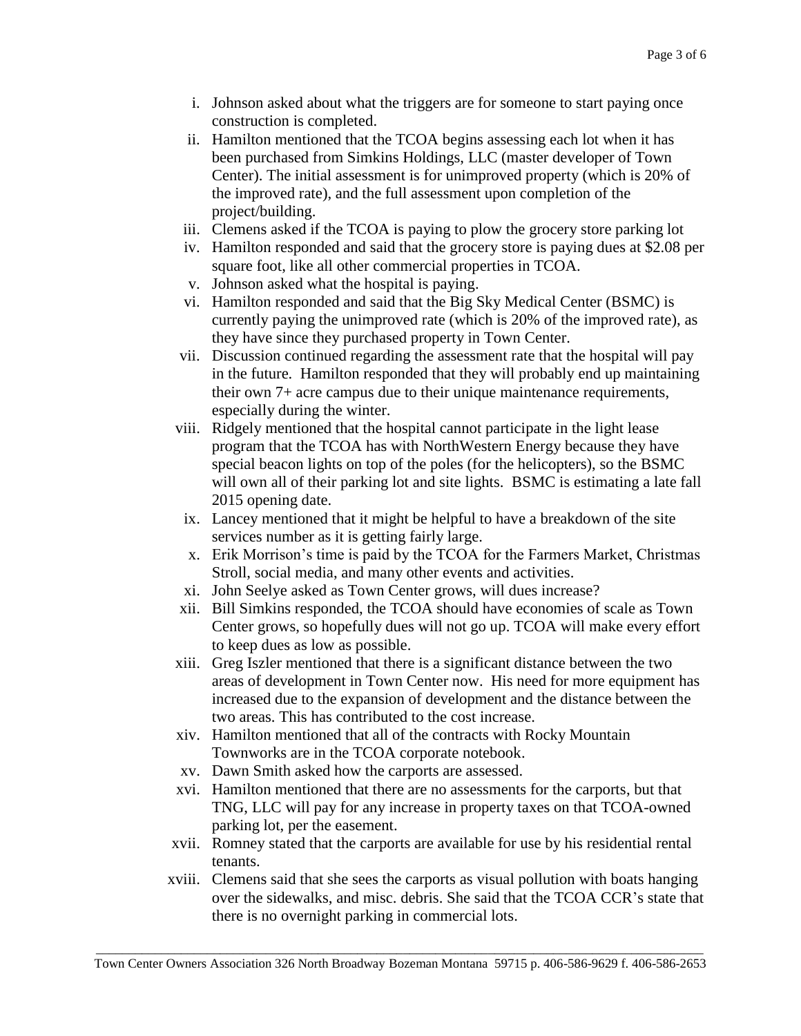i. Johnson asked about what the triggers are for someone to start paying once construction is completed.
ii. Hamilton mentioned that the TCOA begins assessing each lot when it has been purchased from Simkins Holdings, LLC (master developer of Town Center). The initial assessment is for unimproved property (which is 20% of the improved rate), and the full assessment upon completion of the project/building.
iii. Clemens asked if the TCOA is paying to plow the grocery store parking lot
iv. Hamilton responded and said that the grocery store is paying dues at $2.08 per square foot, like all other commercial properties in TCOA.
v. Johnson asked what the hospital is paying.
vi. Hamilton responded and said that the Big Sky Medical Center (BSMC) is currently paying the unimproved rate (which is 20% of the improved rate), as they have since they purchased property in Town Center.
vii. Discussion continued regarding the assessment rate that the hospital will pay in the future. Hamilton responded that they will probably end up maintaining their own 7+ acre campus due to their unique maintenance requirements, especially during the winter.
viii. Ridgely mentioned that the hospital cannot participate in the light lease program that the TCOA has with NorthWestern Energy because they have special beacon lights on top of the poles (for the helicopters), so the BSMC will own all of their parking lot and site lights. BSMC is estimating a late fall 2015 opening date.
ix. Lancey mentioned that it might be helpful to have a breakdown of the site services number as it is getting fairly large.
x. Erik Morrison's time is paid by the TCOA for the Farmers Market, Christmas Stroll, social media, and many other events and activities.
xi. John Seelye asked as Town Center grows, will dues increase?
xii. Bill Simkins responded, the TCOA should have economies of scale as Town Center grows, so hopefully dues will not go up. TCOA will make every effort to keep dues as low as possible.
xiii. Greg Iszler mentioned that there is a significant distance between the two areas of development in Town Center now. His need for more equipment has increased due to the expansion of development and the distance between the two areas. This has contributed to the cost increase.
xiv. Hamilton mentioned that all of the contracts with Rocky Mountain Townworks are in the TCOA corporate notebook.
xv. Dawn Smith asked how the carports are assessed.
xvi. Hamilton mentioned that there are no assessments for the carports, but that TNG, LLC will pay for any increase in property taxes on that TCOA-owned parking lot, per the easement.
xvii. Romney stated that the carports are available for use by his residential rental tenants.
xviii. Clemens said that she sees the carports as visual pollution with boats hanging over the sidewalks, and misc. debris. She said that the TCOA CCR's state that there is no overnight parking in commercial lots.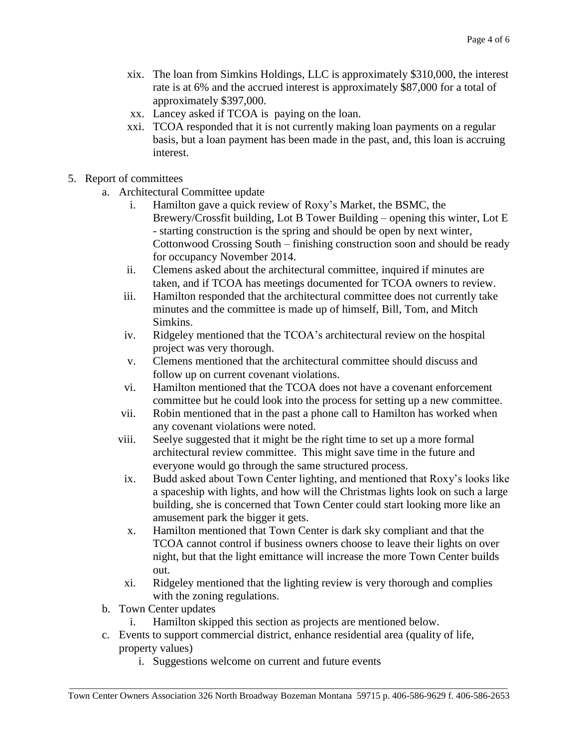xix. The loan from Simkins Holdings, LLC is approximately $310,000, the interest rate is at 6% and the accrued interest is approximately $87,000 for a total of approximately $397,000.

xx. Lancey asked if TCOA is paying on the loan.

xxi. TCOA responded that it is not currently making loan payments on a regular basis, but a loan payment has been made in the past, and, this loan is accruing interest.

5. Report of committees
    a. Architectural Committee update
        i. Hamilton gave a quick review of Roxy's Market, the BSMC, the Brewery/Crossfit building, Lot B Tower Building – opening this winter, Lot E - starting construction is the spring and should be open by next winter, Cottonwood Crossing South – finishing construction soon and should be ready for occupancy November 2014.
        ii. Clemens asked about the architectural committee, inquired if minutes are taken, and if TCOA has meetings documented for TCOA owners to review.
        iii. Hamilton responded that the architectural committee does not currently take minutes and the committee is made up of himself, Bill, Tom, and Mitch Simkins.
        iv. Ridgeley mentioned that the TCOA's architectural review on the hospital project was very thorough.
        v. Clemens mentioned that the architectural committee should discuss and follow up on current covenant violations.
        vi. Hamilton mentioned that the TCOA does not have a covenant enforcement committee but he could look into the process for setting up a new committee.
        vii. Robin mentioned that in the past a phone call to Hamilton has worked when any covenant violations were noted.
        viii. Seelye suggested that it might be the right time to set up a more formal architectural review committee. This might save time in the future and everyone would go through the same structured process.
        ix. Budd asked about Town Center lighting, and mentioned that Roxy's looks like a spaceship with lights, and how will the Christmas lights look on such a large building, she is concerned that Town Center could start looking more like an amusement park the bigger it gets.
        x. Hamilton mentioned that Town Center is dark sky compliant and that the TCOA cannot control if business owners choose to leave their lights on over night, but that the light emittance will increase the more Town Center builds out.
        xi. Ridgeley mentioned that the lighting review is very thorough and complies with the zoning regulations.
    b. Town Center updates
        i. Hamilton skipped this section as projects are mentioned below.
    c. Events to support commercial district, enhance residential area (quality of life, property values)
        i. Suggestions welcome on current and future events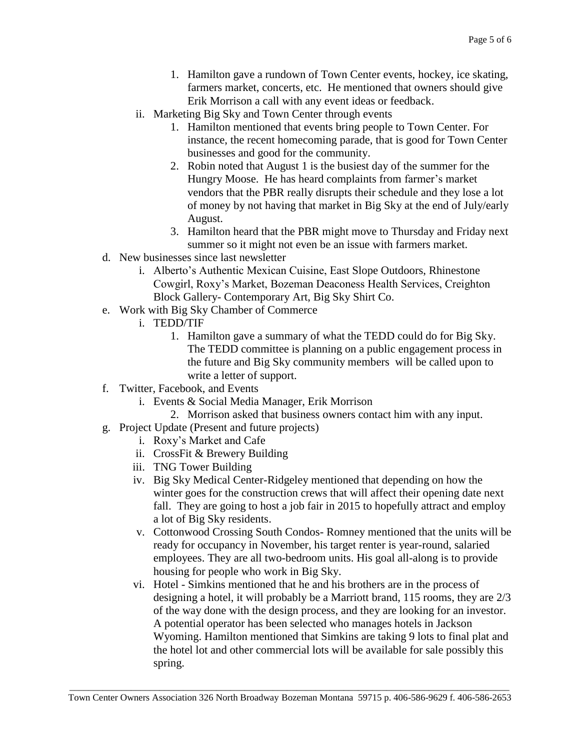1. Hamilton gave a rundown of Town Center events, hockey, ice skating, farmers market, concerts, etc. He mentioned that owners should give Erik Morrison a call with any event ideas or feedback.

ii. Marketing Big Sky and Town Center through events

1. Hamilton mentioned that events bring people to Town Center. For instance, the recent homecoming parade, that is good for Town Center businesses and good for the community.
2. Robin noted that August 1 is the busiest day of the summer for the Hungry Moose. He has heard complaints from farmer's market vendors that the PBR really disrupts their schedule and they lose a lot of money by not having that market in Big Sky at the end of July/early August.
3. Hamilton heard that the PBR might move to Thursday and Friday next summer so it might not even be an issue with farmers market.

d. New businesses since last newsletter

i. Alberto's Authentic Mexican Cuisine, East Slope Outdoors, Rhinestone Cowgirl, Roxy's Market, Bozeman Deaconess Health Services, Creighton Block Gallery- Contemporary Art, Big Sky Shirt Co.

e. Work with Big Sky Chamber of Commerce

i. TEDD/TIF

1. Hamilton gave a summary of what the TEDD could do for Big Sky. The TEDD committee is planning on a public engagement process in the future and Big Sky community members will be called upon to write a letter of support.

f. Twitter, Facebook, and Events

i. Events & Social Media Manager, Erik Morrison

2. Morrison asked that business owners contact him with any input.

g. Project Update (Present and future projects)

i. Roxy's Market and Cafe

ii. CrossFit & Brewery Building

iii. TNG Tower Building

iv. Big Sky Medical Center-Ridgeley mentioned that depending on how the winter goes for the construction crews that will affect their opening date next fall. They are going to host a job fair in 2015 to hopefully attract and employ a lot of Big Sky residents.

v. Cottonwood Crossing South Condos- Romney mentioned that the units will be ready for occupancy in November, his target renter is year-round, salaried employees. They are all two-bedroom units. His goal all-along is to provide housing for people who work in Big Sky.

vi. Hotel - Simkins mentioned that he and his brothers are in the process of designing a hotel, it will probably be a Marriott brand, 115 rooms, they are 2/3 of the way done with the design process, and they are looking for an investor. A potential operator has been selected who manages hotels in Jackson Wyoming. Hamilton mentioned that Simkins are taking 9 lots to final plat and the hotel lot and other commercial lots will be available for sale possibly this spring.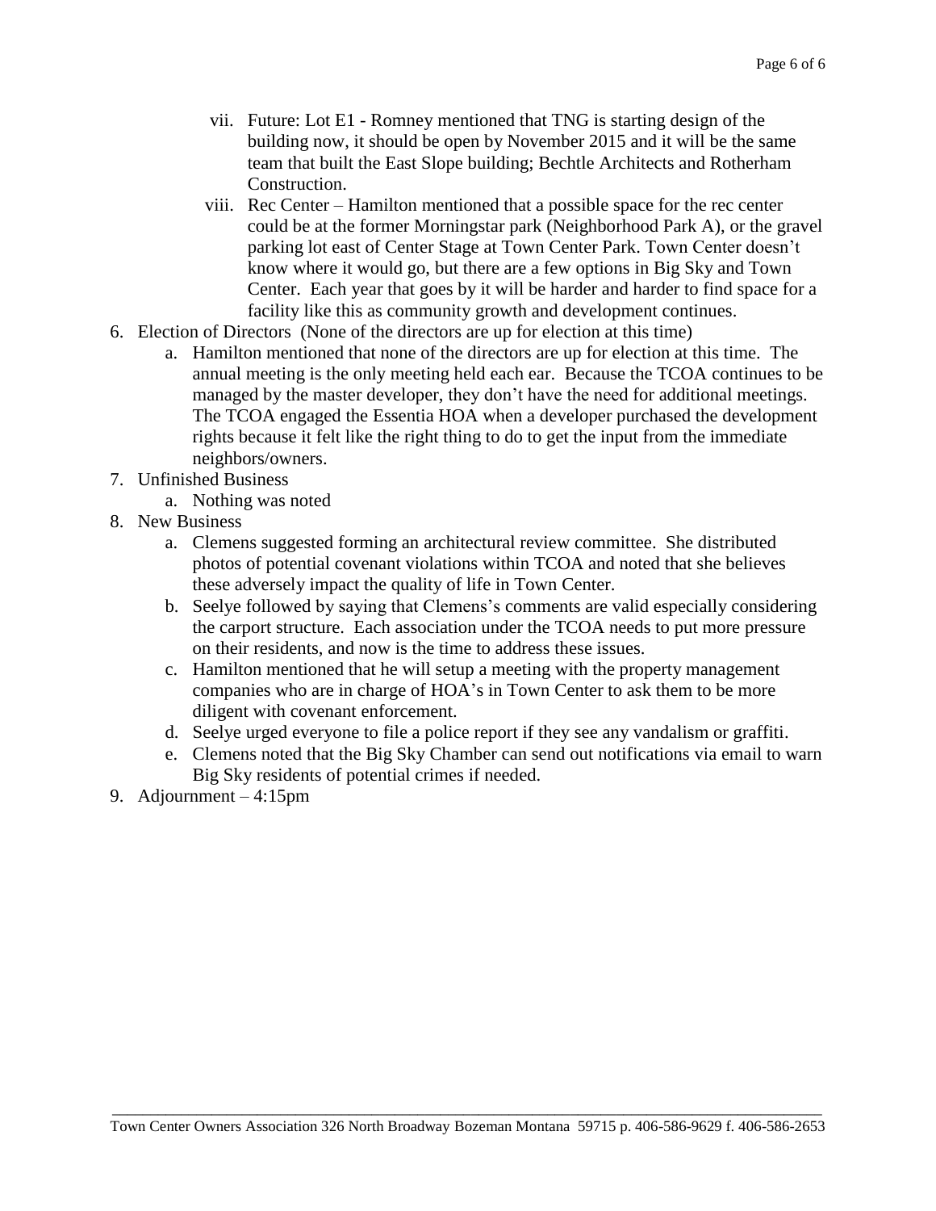- vii. Future: Lot E1 - Romney mentioned that TNG is starting design of the building now, it should be open by November 2015 and it will be the same team that built the East Slope building; Bechtle Architects and Rotherham Construction.
- viii. Rec Center – Hamilton mentioned that a possible space for the rec center could be at the former Morningstar park (Neighborhood Park A), or the gravel parking lot east of Center Stage at Town Center Park. Town Center doesn't know where it would go, but there are a few options in Big Sky and Town Center. Each year that goes by it will be harder and harder to find space for a facility like this as community growth and development continues.

6. Election of Directors (None of the directors are up for election at this time)
   a. Hamilton mentioned that none of the directors are up for election at this time. The annual meeting is the only meeting held each ear. Because the TCOA continues to be managed by the master developer, they don't have the need for additional meetings. The TCOA engaged the Essentia HOA when a developer purchased the development rights because it felt like the right thing to do to get the input from the immediate neighbors/owners.
7. Unfinished Business
   a. Nothing was noted
8. New Business
   a. Clemens suggested forming an architectural review committee. She distributed photos of potential covenant violations within TCOA and noted that she believes these adversely impact the quality of life in Town Center.
   b. Seelye followed by saying that Clemens's comments are valid especially considering the carport structure. Each association under the TCOA needs to put more pressure on their residents, and now is the time to address these issues.
   c. Hamilton mentioned that he will setup a meeting with the property management companies who are in charge of HOA's in Town Center to ask them to be more diligent with covenant enforcement.
   d. Seelye urged everyone to file a police report if they see any vandalism or graffiti.
   e. Clemens noted that the Big Sky Chamber can send out notifications via email to warn Big Sky residents of potential crimes if needed.
9. Adjournment – 4:15pm